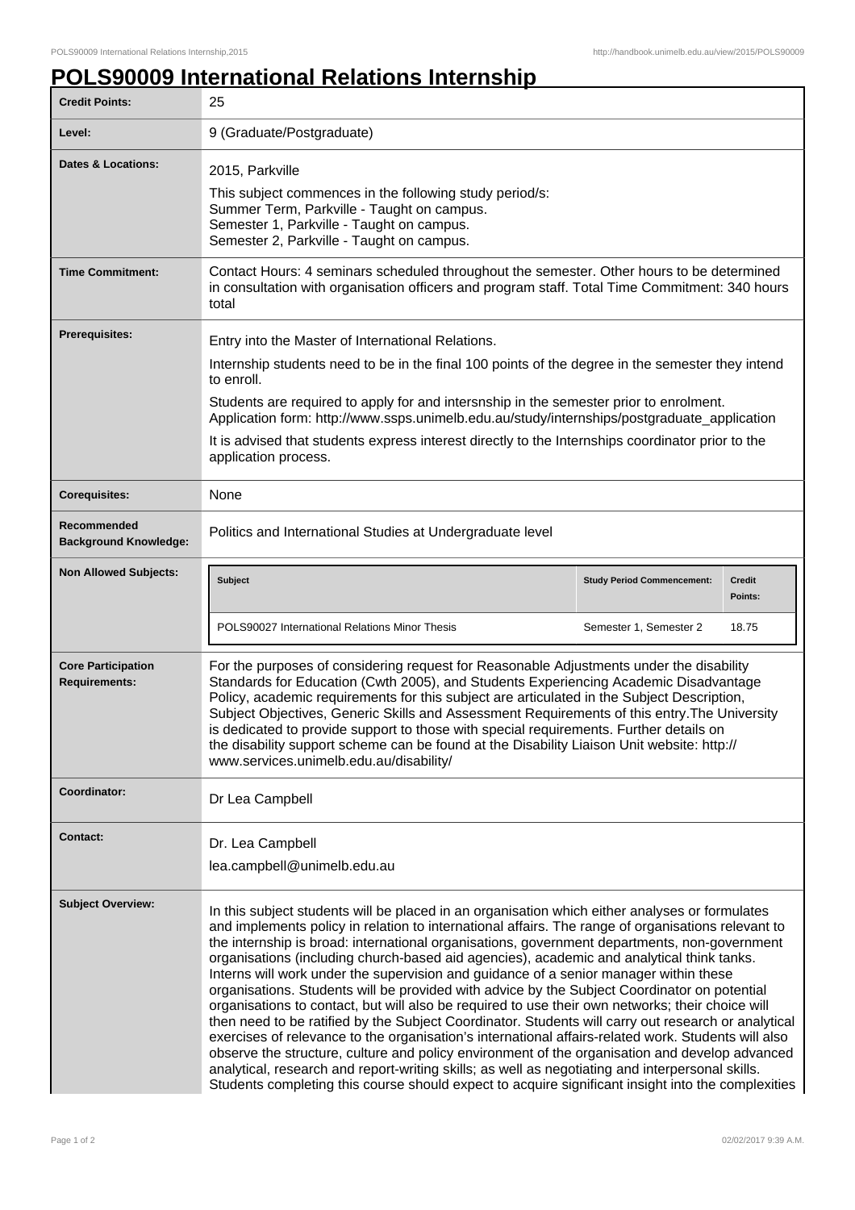# POLS90009 International Relations Internship

| | |
|---|---|
| **Credit Points:** | 25 |
| **Level:** | 9 (Graduate/Postgraduate) |
| **Dates & Locations:** | 2015, Parkville<br><br>This subject commences in the following study period/s:<br>Summer Term, Parkville - Taught on campus.<br>Semester 1, Parkville - Taught on campus.<br>Semester 2, Parkville - Taught on campus. |
| **Time Commitment:** | Contact Hours: 4 seminars scheduled throughout the semester. Other hours to be determined in consultation with organisation officers and program staff. Total Time Commitment: 340 hours total |
| **Prerequisites:** | Entry into the Master of International Relations.<br><br>Internship students need to be in the final 100 points of the degree in the semester they intend to enroll.<br><br>Students are required to apply for and intersnship in the semester prior to enrolment. Application form: http://www.ssps.unimelb.edu.au/study/internships/postgraduate_application<br><br>It is advised that students express interest directly to the Internships coordinator prior to the application process. |
| **Corequisites:** | None |
| **Recommended Background Knowledge:** | Politics and International Studies at Undergraduate level |
| **Non Allowed Subjects:** | **Subject** / **Study Period Commencement:** / **Credit Points:**<br>POLS90027 International Relations Minor Thesis / Semester 1, Semester 2 / 18.75 |
| **Core Participation Requirements:** | For the purposes of considering request for Reasonable Adjustments under the disability Standards for Education (Cwth 2005), and Students Experiencing Academic Disadvantage Policy, academic requirements for this subject are articulated in the Subject Description, Subject Objectives, Generic Skills and Assessment Requirements of this entry.The University is dedicated to provide support to those with special requirements. Further details on the disability support scheme can be found at the Disability Liaison Unit website: http://www.services.unimelb.edu.au/disability/ |
| **Coordinator:** | Dr Lea Campbell |
| **Contact:** | Dr. Lea Campbell<br><br>lea.campbell@unimelb.edu.au |
| **Subject Overview:** | In this subject students will be placed in an organisation which either analyses or formulates and implements policy in relation to international affairs. The range of organisations relevant to the internship is broad: international organisations, government departments, non-government organisations (including church-based aid agencies), academic and analytical think tanks. Interns will work under the supervision and guidance of a senior manager within these organisations. Students will be provided with advice by the Subject Coordinator on potential organisations to contact, but will also be required to use their own networks; their choice will then need to be ratified by the Subject Coordinator. Students will carry out research or analytical exercises of relevance to the organisation's international affairs-related work. Students will also observe the structure, culture and policy environment of the organisation and develop advanced analytical, research and report-writing skills; as well as negotiating and interpersonal skills. Students completing this course should expect to acquire significant insight into the complexities |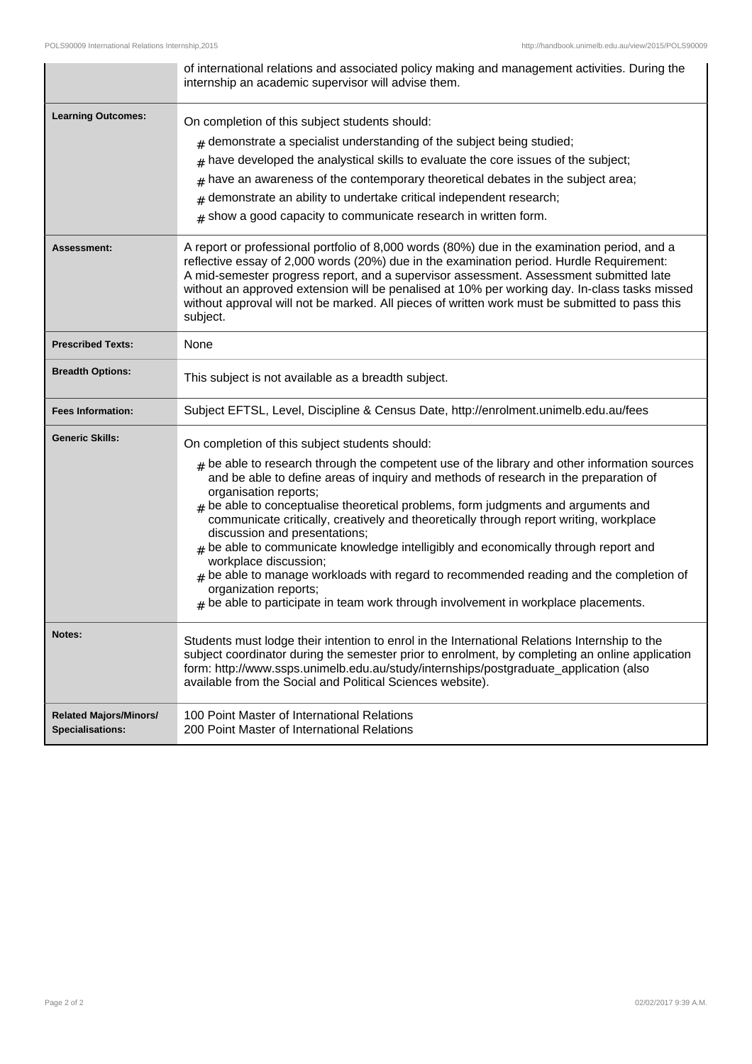| | |
|---|---|
| | of international relations and associated policy making and management activities. During the internship an academic supervisor will advise them. |
| **Learning Outcomes:** | On completion of this subject students should:<br># demonstrate a specialist understanding of the subject being studied;<br># have developed the analystical skills to evaluate the core issues of the subject;<br># have an awareness of the contemporary theoretical debates in the subject area;<br># demonstrate an ability to undertake critical independent research;<br># show a good capacity to communicate research in written form. |
| **Assessment:** | A report or professional portfolio of 8,000 words (80%) due in the examination period, and a reflective essay of 2,000 words (20%) due in the examination period. Hurdle Requirement: A mid-semester progress report, and a supervisor assessment. Assessment submitted late without an approved extension will be penalised at 10% per working day. In-class tasks missed without approval will not be marked. All pieces of written work must be submitted to pass this subject. |
| **Prescribed Texts:** | None |
| **Breadth Options:** | This subject is not available as a breadth subject. |
| **Fees Information:** | Subject EFTSL, Level, Discipline & Census Date, http://enrolment.unimelb.edu.au/fees |
| **Generic Skills:** | On completion of this subject students should:<br># be able to research through the competent use of the library and other information sources and be able to define areas of inquiry and methods of research in the preparation of organisation reports;<br># be able to conceptualise theoretical problems, form judgments and arguments and communicate critically, creatively and theoretically through report writing, workplace discussion and presentations;<br># be able to communicate knowledge intelligibly and economically through report and workplace discussion;<br># be able to manage workloads with regard to recommended reading and the completion of organization reports;<br># be able to participate in team work through involvement in workplace placements. |
| **Notes:** | Students must lodge their intention to enrol in the International Relations Internship to the subject coordinator during the semester prior to enrolment, by completing an online application form: http://www.ssps.unimelb.edu.au/study/internships/postgraduate_application (also available from the Social and Political Sciences website). |
| **Related Majors/Minors/ Specialisations:** | 100 Point Master of International Relations<br>200 Point Master of International Relations |